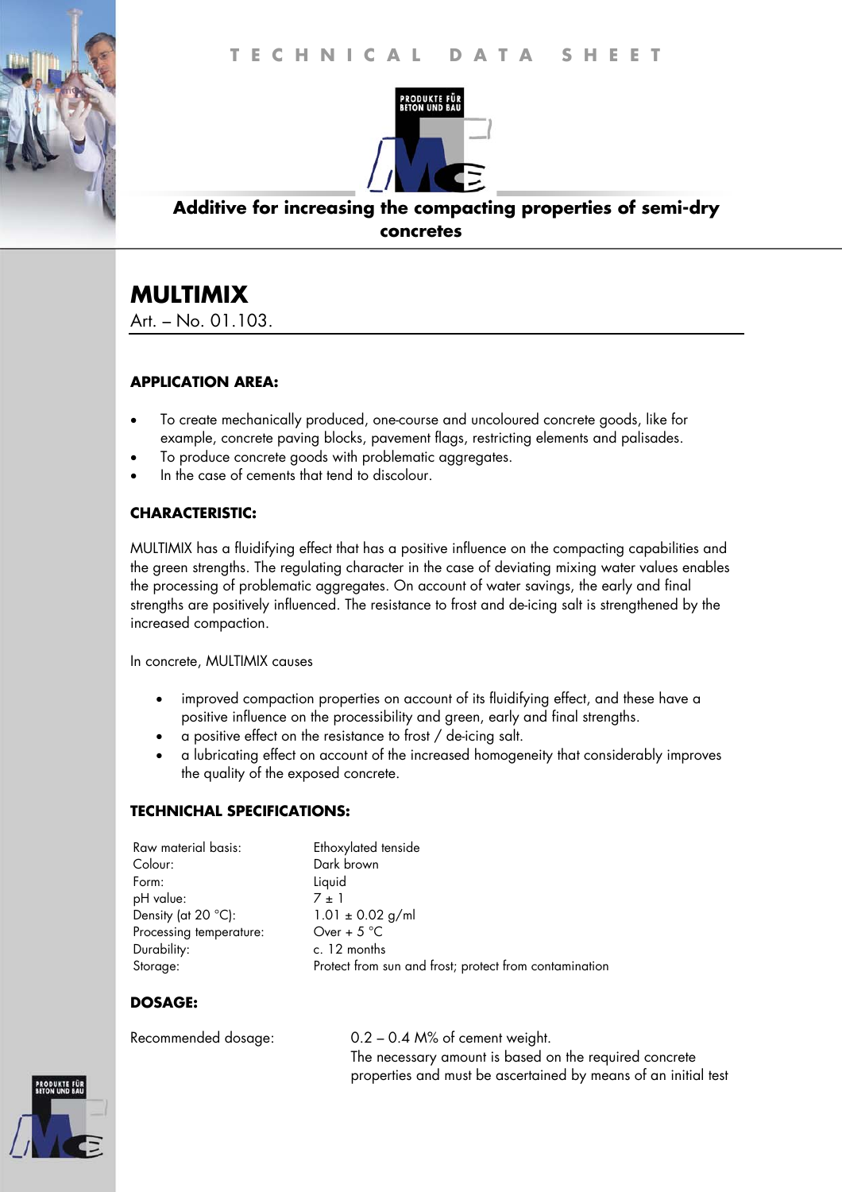TECHNICAL DATA SHEET

PRODUKTE FÜR BETON UND BAU

## Additive for increasing the compacting properties of semi-dry concretes

# MULTIMIX

Art. – No. 01.103.

### APPLICATION AREA:

- To create mechanically produced, one-course and uncoloured concrete goods, like for example, concrete paving blocks, pavement flags, restricting elements and palisades.
- To produce concrete goods with problematic aggregates.
- In the case of cements that tend to discolour.

### CHARACTERISTIC:

MULTIMIX has a fluidifying effect that has a positive influence on the compacting capabilities and the green strengths. The regulating character in the case of deviating mixing water values enables the processing of problematic aggregates. On account of water savings, the early and final strengths are positively influenced. The resistance to frost and de-icing salt is strengthened by the increased compaction.

In concrete, MULTIMIX causes

- improved compaction properties on account of its fluidifying effect, and these have a positive influence on the processibility and green, early and final strengths.
- a positive effect on the resistance to frost / de-icing salt.
- a lubricating effect on account of the increased homogeneity that considerably improves the quality of the exposed concrete.

### TECHNICHAL SPECIFICATIONS:

| | |
|---|---|
| Raw material basis: | Ethoxylated tenside |
| Colour: | Dark brown |
| Form: | Liquid |
| pH value: | 7 ± 1 |
| Density (at 20 °C): | 1.01 ± 0.02 g/ml |
| Processing temperature: | Over + 5 °C |
| Durability: | c. 12 months |
| Storage: | Protect from sun and frost; protect from contamination |

### DOSAGE:

| | |
|---|---|
| Recommended dosage: | 0.2 – 0.4 M% of cement weight. The necessary amount is based on the required concrete properties and must be ascertained by means of an initial test |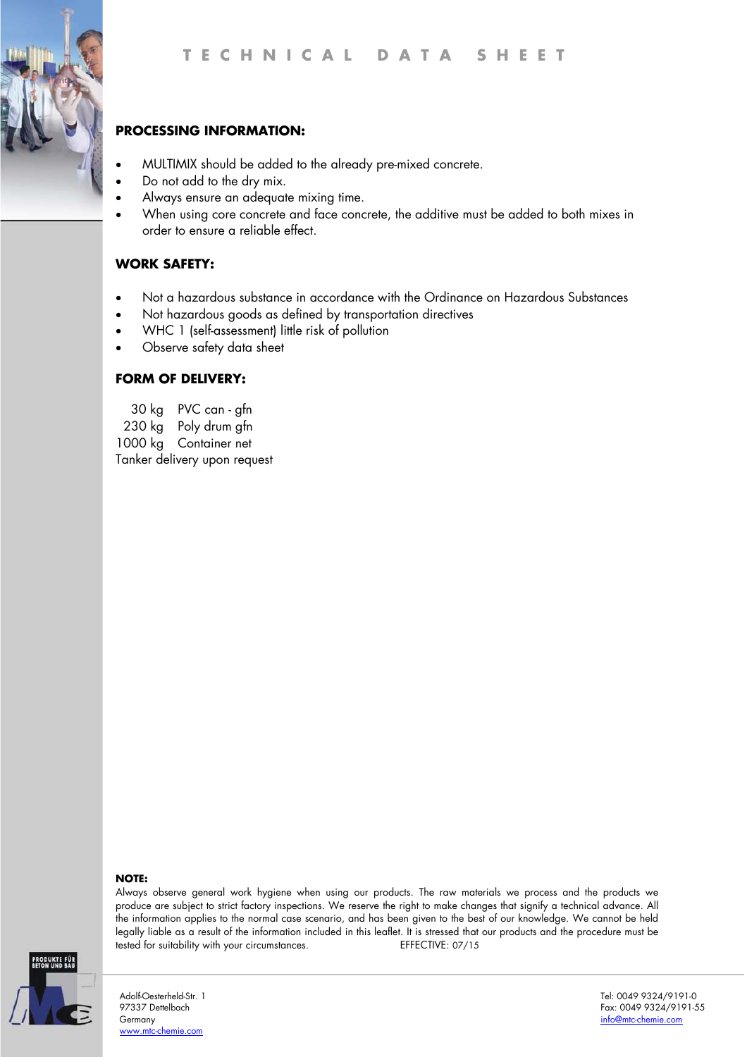# TECHNICAL DATA SHEET

## PROCESSING INFORMATION:

- MULTIMIX should be added to the already pre-mixed concrete.
- Do not add to the dry mix.
- Always ensure an adequate mixing time.
- When using core concrete and face concrete, the additive must be added to both mixes in order to ensure a reliable effect.

## WORK SAFETY:

- Not a hazardous substance in accordance with the Ordinance on Hazardous Substances
- Not hazardous goods as defined by transportation directives
- WHC 1 (self-assessment) little risk of pollution
- Observe safety data sheet

## FORM OF DELIVERY:

| | |
|---|---|
| 30 kg | PVC can - gfn |
| 230 kg | Poly drum gfn |
| 1000 kg | Container net |

Tanker delivery upon request

**NOTE:**
Always observe general work hygiene when using our products. The raw materials we process and the products we produce are subject to strict factory inspections. We reserve the right to make changes that signify a technical advance. All the information applies to the normal case scenario, and has been given to the best of our knowledge. We cannot be held legally liable as a result of the information included in this leaflet. It is stressed that our products and the procedure must be tested for suitability with your circumstances. EFFECTIVE: 07/15

PRODUKTE FÜR BETON UND BAU

Adolf-Oesterheld-Str. 1
97337 Dettelbach
Germany
www.mtc-chemie.com

Tel: 0049 9324/9191-0
Fax: 0049 9324/9191-55
info@mtc-chemie.com